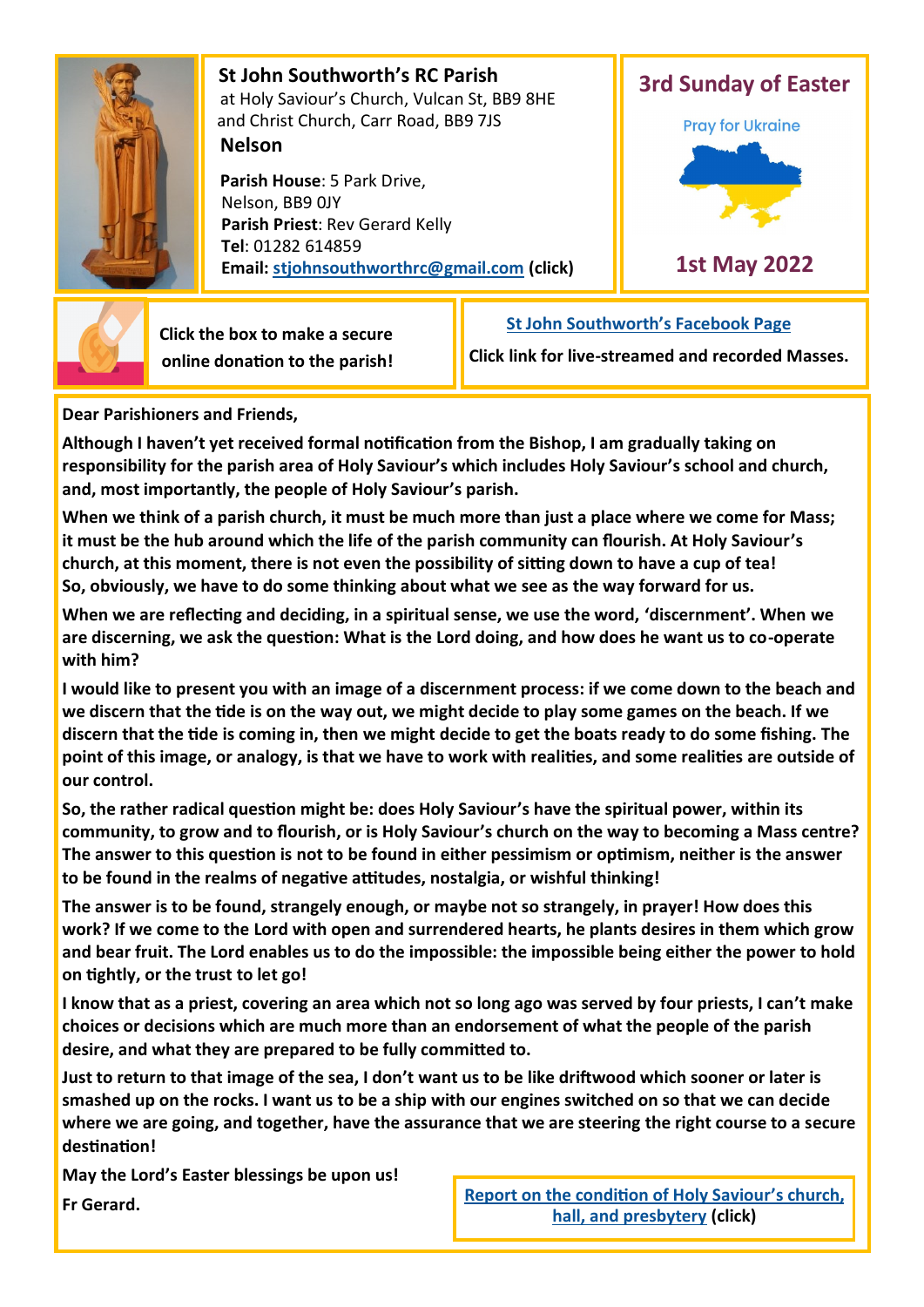## St John Southworth's RC Parish

at Holy Saviour's Church, Vulcan St, BB9 8HE
and Christ Church, Carr Road, BB9 7JS

**Nelson**

**Parish House**: 5 Park Drive, Nelson, BB9 0JY
**Parish Priest**: Rev Gerard Kelly
**Tel**: 01282 614859
**Email: stjohnsouthworthrc@gmail.com (click)**

## 3rd Sunday of Easter

Pray for Ukraine

## 1st May 2022

**Click the box to make a secure online donation to the parish!**

**St John Southworth's Facebook Page**

**Click link for live-streamed and recorded Masses.**

**Dear Parishioners and Friends,**

**Although I haven't yet received formal notification from the Bishop, I am gradually taking on responsibility for the parish area of Holy Saviour's which includes Holy Saviour's school and church, and, most importantly, the people of Holy Saviour's parish.**

**When we think of a parish church, it must be much more than just a place where we come for Mass; it must be the hub around which the life of the parish community can flourish. At Holy Saviour's church, at this moment, there is not even the possibility of sitting down to have a cup of tea! So, obviously, we have to do some thinking about what we see as the way forward for us.**

**When we are reflecting and deciding, in a spiritual sense, we use the word, 'discernment'. When we are discerning, we ask the question: What is the Lord doing, and how does he want us to co-operate with him?**

**I would like to present you with an image of a discernment process: if we come down to the beach and we discern that the tide is on the way out, we might decide to play some games on the beach. If we discern that the tide is coming in, then we might decide to get the boats ready to do some fishing. The point of this image, or analogy, is that we have to work with realities, and some realities are outside of our control.**

**So, the rather radical question might be: does Holy Saviour's have the spiritual power, within its community, to grow and to flourish, or is Holy Saviour's church on the way to becoming a Mass centre? The answer to this question is not to be found in either pessimism or optimism, neither is the answer to be found in the realms of negative attitudes, nostalgia, or wishful thinking!**

**The answer is to be found, strangely enough, or maybe not so strangely, in prayer! How does this work? If we come to the Lord with open and surrendered hearts, he plants desires in them which grow and bear fruit. The Lord enables us to do the impossible: the impossible being either the power to hold on tightly, or the trust to let go!**

**I know that as a priest, covering an area which not so long ago was served by four priests, I can't make choices or decisions which are much more than an endorsement of what the people of the parish desire, and what they are prepared to be fully committed to.**

**Just to return to that image of the sea, I don't want us to be like driftwood which sooner or later is smashed up on the rocks. I want us to be a ship with our engines switched on so that we can decide where we are going, and together, have the assurance that we are steering the right course to a secure destination!**

**May the Lord's Easter blessings be upon us!**

**Fr Gerard.**

**Report on the condition of Holy Saviour's church, hall, and presbytery (click)**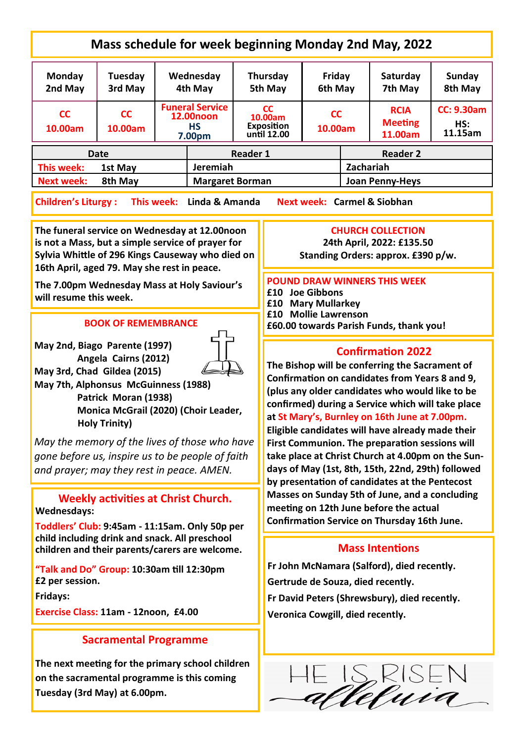## Mass schedule for week beginning Monday 2nd May, 2022

| Monday 2nd May | Tuesday 3rd May | Wednesday 4th May | Thursday 5th May | Friday 6th May | Saturday 7th May | Sunday 8th May |
|---|---|---|---|---|---|---|
| CC 10.00am | CC 10.00am | Funeral Service 12.00noon HS 7.00pm | CC 10.00am Exposition until 12.00 | CC 10.00am | RCIA Meeting 11.00am | CC: 9.30am HS: 11.15am |

| Date | Reader 1 | Reader 2 |
|---|---|---|
| This week: 1st May | Jeremiah | Zachariah |
| Next week: 8th May | Margaret Borman | Joan Penny-Heys |

**Children's Liturgy:** This week: **Linda & Amanda** Next week: **Carmel & Siobhan**

**The funeral service on Wednesday at 12.00noon is not a Mass, but a simple service of prayer for Sylvia Whittle of 296 Kings Causeway who died on 16th April, aged 79. May she rest in peace.**

**The 7.00pm Wednesday Mass at Holy Saviour's will resume this week.**

### BOOK OF REMEMBRANCE

**May 2nd, Biago Parente (1997)**
**Angela Cairns (2012)**
**May 3rd, Chad Gildea (2015)**
**May 7th, Alphonsus McGuinness (1988)**
**Patrick Moran (1938)**
**Monica McGrail (2020) (Choir Leader, Holy Trinity)**

*May the memory of the lives of those who have gone before us, inspire us to be people of faith and prayer; may they rest in peace. AMEN.*

### Weekly activities at Christ Church.

**Wednesdays:**

**Toddlers' Club: 9:45am - 11:15am. Only 50p per child including drink and snack. All preschool children and their parents/carers are welcome.**

**"Talk and Do" Group: 10:30am till 12:30pm £2 per session.**

**Fridays:**

**Exercise Class: 11am - 12noon, £4.00**

### Sacramental Programme

**The next meeting for the primary school children on the sacramental programme is this coming Tuesday (3rd May) at 6.00pm.**

### CHURCH COLLECTION

**24th April, 2022: £135.50**
**Standing Orders: approx. £390 p/w.**

### POUND DRAW WINNERS THIS WEEK

**£10 Joe Gibbons**
**£10 Mary Mullarkey**
**£10 Mollie Lawrenson**
**£60.00 towards Parish Funds, thank you!**

### Confirmation 2022

**The Bishop will be conferring the Sacrament of Confirmation on candidates from Years 8 and 9, (plus any older candidates who would like to be confirmed) during a Service which will take place at St Mary's, Burnley on 16th June at 7.00pm. Eligible candidates will have already made their First Communion. The preparation sessions will take place at Christ Church at 4.00pm on the Sundays of May (1st, 8th, 15th, 22nd, 29th) followed by presentation of candidates at the Pentecost Masses on Sunday 5th of June, and a concluding meeting on 12th June before the actual Confirmation Service on Thursday 16th June.**

### Mass Intentions

**Fr John McNamara (Salford), died recently.**
**Gertrude de Souza, died recently.**
**Fr David Peters (Shrewsbury), died recently.**
**Veronica Cowgill, died recently.**

HE IS RISEN
alleluia